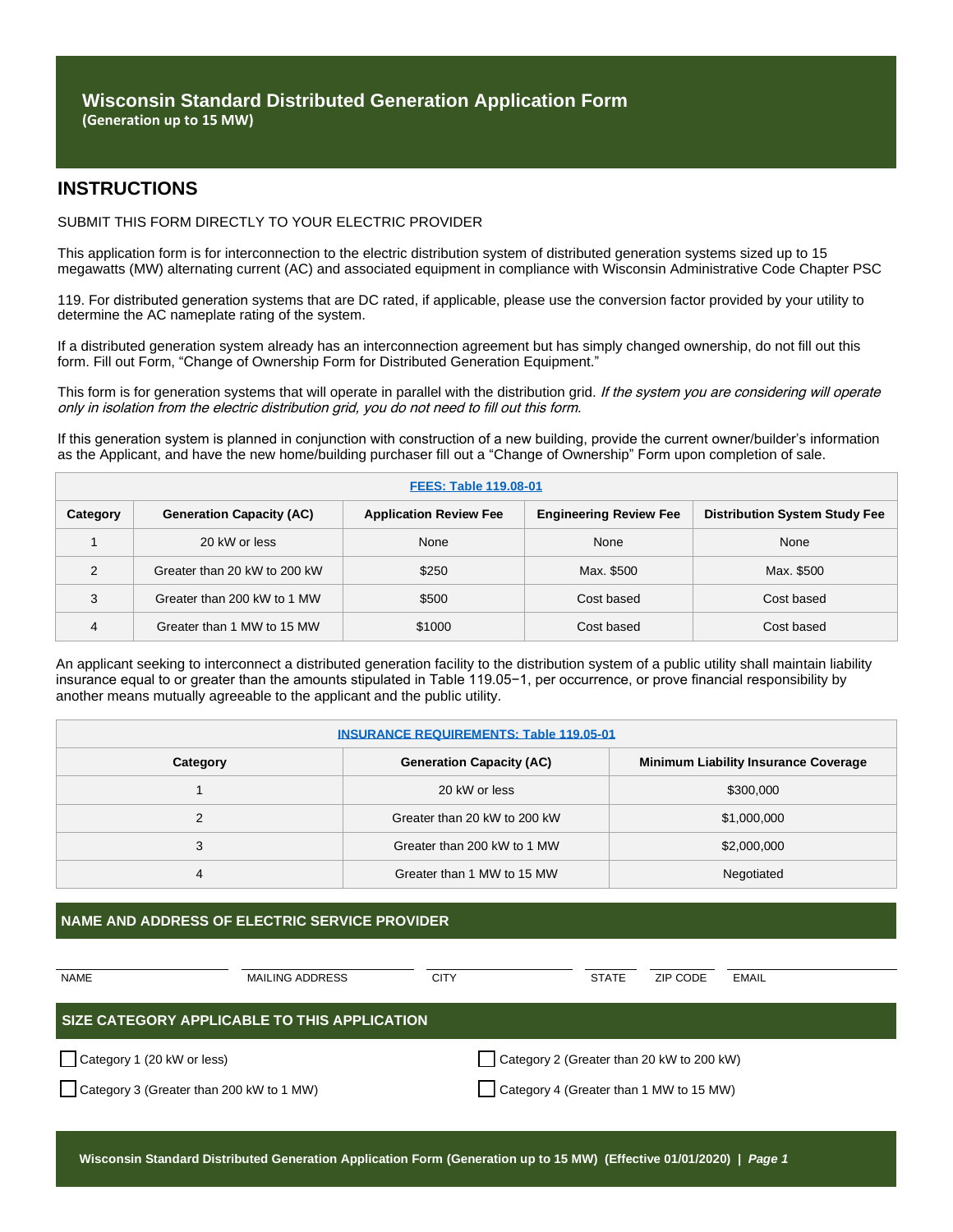# Wisconsin Standard Distributed Generation Application Form

**(Generation up to 15 MW)**

## INSTRUCTIONS

SUBMIT THIS FORM DIRECTLY TO YOUR ELECTRIC PROVIDER

This application form is for interconnection to the electric distribution system of distributed generation systems sized up to 15 megawatts (MW) alternating current (AC) and associated equipment in compliance with Wisconsin Administrative Code Chapter PSC

119. For distributed generation systems that are DC rated, if applicable, please use the conversion factor provided by your utility to determine the AC nameplate rating of the system.

If a distributed generation system already has an interconnection agreement but has simply changed ownership, do not fill out this form. Fill out Form, "Change of Ownership Form for Distributed Generation Equipment."

This form is for generation systems that will operate in parallel with the distribution grid. *If the system you are considering will operate only in isolation from the electric distribution grid, you do not need to fill out this form.*

If this generation system is planned in conjunction with construction of a new building, provide the current owner/builder's information as the Applicant, and have the new home/building purchaser fill out a "Change of Ownership" Form upon completion of sale.

**FEES: Table 119.08-01**

| Category | Generation Capacity (AC) | Application Review Fee | Engineering Review Fee | Distribution System Study Fee |
|---|---|---|---|---|
| 1 | 20 kW or less | None | None | None |
| 2 | Greater than 20 kW to 200 kW | $250 | Max. $500 | Max. $500 |
| 3 | Greater than 200 kW to 1 MW | $500 | Cost based | Cost based |
| 4 | Greater than 1 MW to 15 MW | $1000 | Cost based | Cost based |

An applicant seeking to interconnect a distributed generation facility to the distribution system of a public utility shall maintain liability insurance equal to or greater than the amounts stipulated in Table 119.05−1, per occurrence, or prove financial responsibility by another means mutually agreeable to the applicant and the public utility.

**INSURANCE REQUIREMENTS: Table 119.05-01**

| Category | Generation Capacity (AC) | Minimum Liability Insurance Coverage |
|---|---|---|
| 1 | 20 kW or less | $300,000 |
| 2 | Greater than 20 kW to 200 kW | $1,000,000 |
| 3 | Greater than 200 kW to 1 MW | $2,000,000 |
| 4 | Greater than 1 MW to 15 MW | Negotiated |

## NAME AND ADDRESS OF ELECTRIC SERVICE PROVIDER

NAME | MAILING ADDRESS | CITY | STATE | ZIP CODE | EMAIL

## SIZE CATEGORY APPLICABLE TO THIS APPLICATION

- ☐ Category 1 (20 kW or less)
- ☐ Category 2 (Greater than 20 kW to 200 kW)
- ☐ Category 3 (Greater than 200 kW to 1 MW)
- ☐ Category 4 (Greater than 1 MW to 15 MW)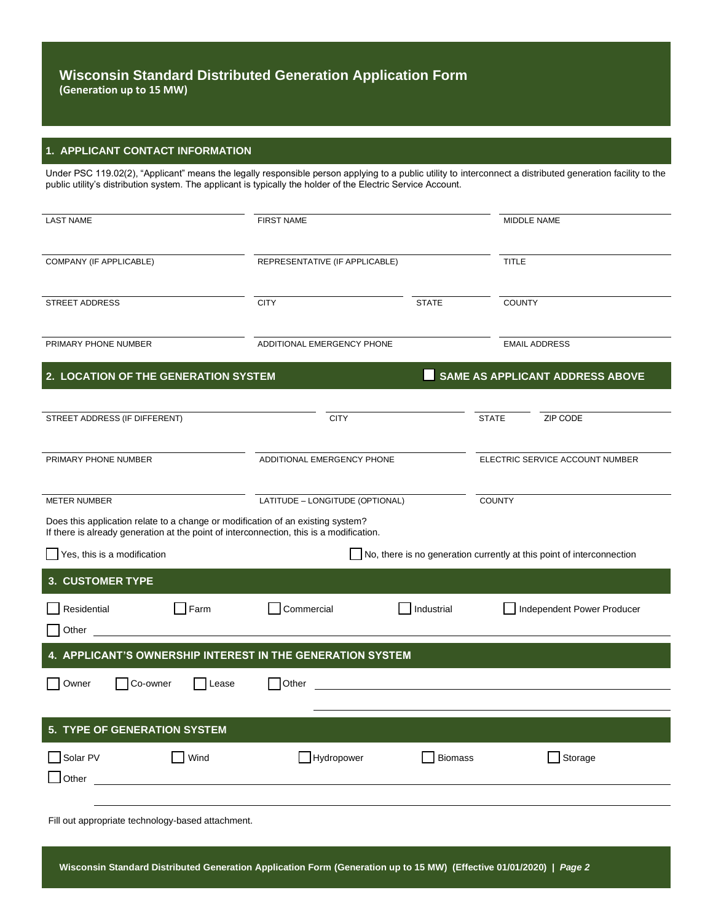# Wisconsin Standard Distributed Generation Application Form

**(Generation up to 15 MW)**

## 1. APPLICANT CONTACT INFORMATION

Under PSC 119.02(2), "Applicant" means the legally responsible person applying to a public utility to interconnect a distributed generation facility to the public utility's distribution system. The applicant is typically the holder of the Electric Service Account.

| | | | |
|---|---|---|---|
| LAST NAME | FIRST NAME | | MIDDLE NAME |
| COMPANY (IF APPLICABLE) | REPRESENTATIVE (IF APPLICABLE) | | TITLE |
| STREET ADDRESS | CITY | STATE | COUNTY |
| PRIMARY PHONE NUMBER | ADDITIONAL EMERGENCY PHONE | | EMAIL ADDRESS |

## 2. LOCATION OF THE GENERATION SYSTEM

☐ SAME AS APPLICANT ADDRESS ABOVE

| | | | |
|---|---|---|---|
| STREET ADDRESS (IF DIFFERENT) | CITY | STATE | ZIP CODE |
| PRIMARY PHONE NUMBER | ADDITIONAL EMERGENCY PHONE | ELECTRIC SERVICE ACCOUNT NUMBER | |
| METER NUMBER | LATITUDE – LONGITUDE (OPTIONAL) | COUNTY | |

Does this application relate to a change or modification of an existing system?
If there is already generation at the point of interconnection, this is a modification.

☐ Yes, this is a modification ☐ No, there is no generation currently at this point of interconnection

## 3. CUSTOMER TYPE

☐ Residential ☐ Farm ☐ Commercial ☐ Industrial ☐ Independent Power Producer

☐ Other ______________________________

## 4. APPLICANT'S OWNERSHIP INTEREST IN THE GENERATION SYSTEM

☐ Owner ☐ Co-owner ☐ Lease ☐ Other ______________________________

## 5. TYPE OF GENERATION SYSTEM

☐ Solar PV ☐ Wind ☐ Hydropower ☐ Biomass ☐ Storage

☐ Other ______________________________

Fill out appropriate technology-based attachment.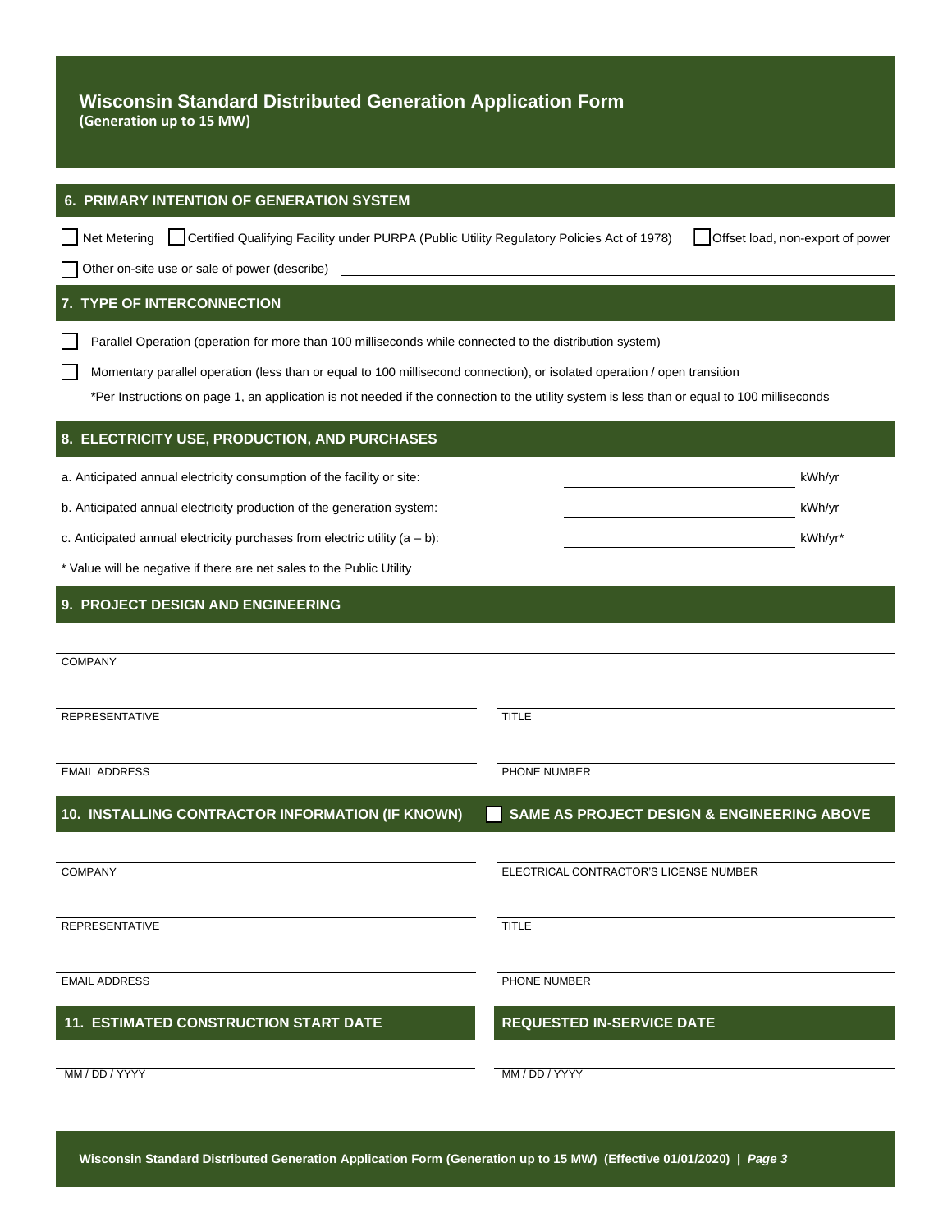# Wisconsin Standard Distributed Generation Application Form
**(Generation up to 15 MW)**

## 6. PRIMARY INTENTION OF GENERATION SYSTEM

☐ Net Metering ☐ Certified Qualifying Facility under PURPA (Public Utility Regulatory Policies Act of 1978) ☐ Offset load, non-export of power

☐ Other on-site use or sale of power (describe) ______________________________

## 7. TYPE OF INTERCONNECTION

☐ Parallel Operation (operation for more than 100 milliseconds while connected to the distribution system)

☐ Momentary parallel operation (less than or equal to 100 millisecond connection), or isolated operation / open transition

*Per Instructions on page 1, an application is not needed if the connection to the utility system is less than or equal to 100 milliseconds

## 8. ELECTRICITY USE, PRODUCTION, AND PURCHASES

a. Anticipated annual electricity consumption of the facility or site: ______________ kWh/yr

b. Anticipated annual electricity production of the generation system: ______________ kWh/yr

c. Anticipated annual electricity purchases from electric utility (a – b): ______________ kWh/yr*

* Value will be negative if there are net sales to the Public Utility

## 9. PROJECT DESIGN AND ENGINEERING

COMPANY

REPRESENTATIVE | TITLE

EMAIL ADDRESS | PHONE NUMBER

## 10. INSTALLING CONTRACTOR INFORMATION (IF KNOWN) ☐ SAME AS PROJECT DESIGN & ENGINEERING ABOVE

COMPANY | ELECTRICAL CONTRACTOR'S LICENSE NUMBER

REPRESENTATIVE | TITLE

EMAIL ADDRESS | PHONE NUMBER

## 11. ESTIMATED CONSTRUCTION START DATE

MM / DD / YYYY

## REQUESTED IN-SERVICE DATE

MM / DD / YYYY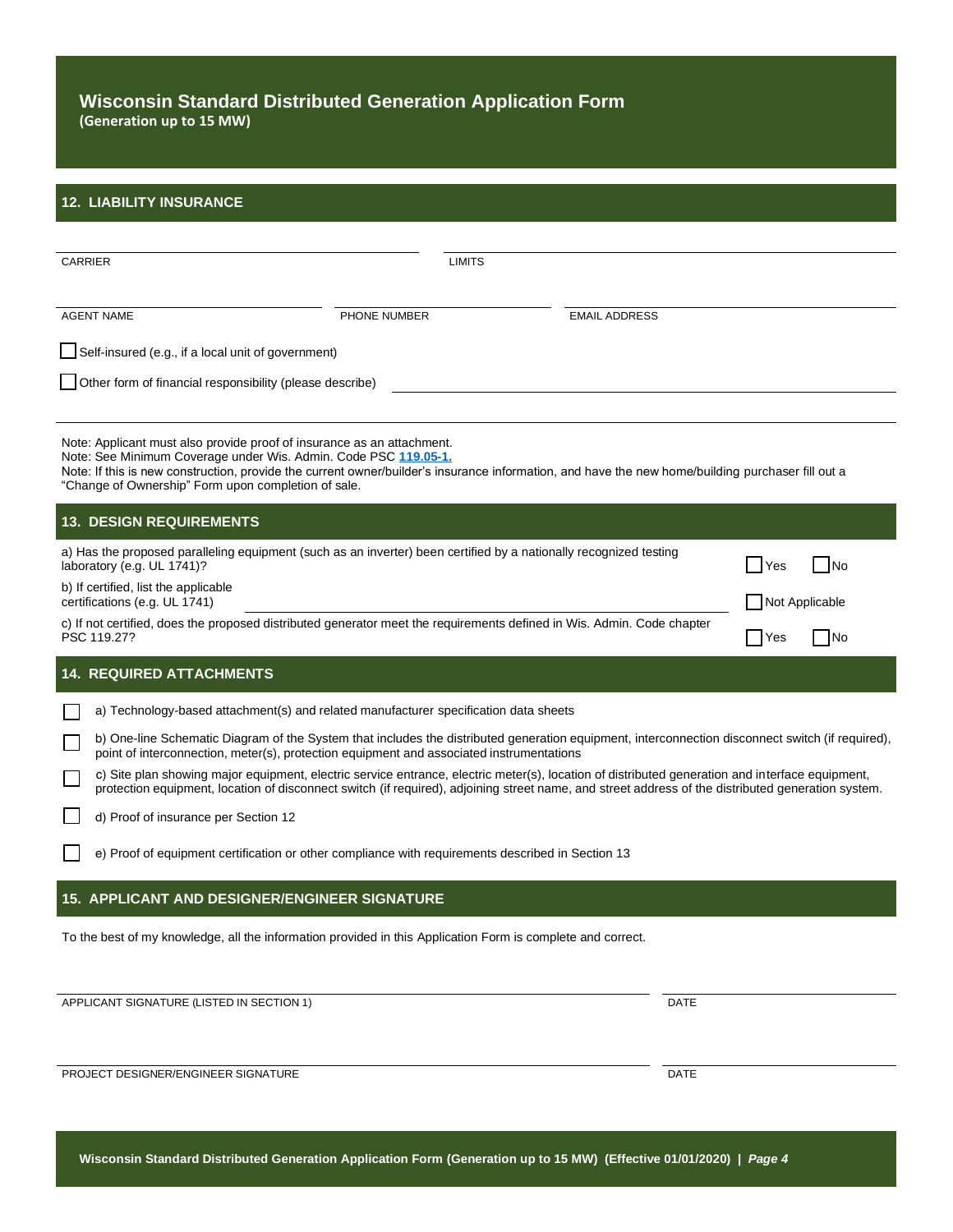# Wisconsin Standard Distributed Generation Application Form

**(Generation up to 15 MW)**

## 12. LIABILITY INSURANCE

CARRIER _______________ LIMITS _______________

AGENT NAME _______________ PHONE NUMBER _______________ EMAIL ADDRESS _______________

☐ Self-insured (e.g., if a local unit of government)

☐ Other form of financial responsibility (please describe) _______________

Note: Applicant must also provide proof of insurance as an attachment.
Note: See Minimum Coverage under Wis. Admin. Code PSC **119.05-1.**
Note: If this is new construction, provide the current owner/builder's insurance information, and have the new home/building purchaser fill out a "Change of Ownership" Form upon completion of sale.

## 13. DESIGN REQUIREMENTS

a) Has the proposed paralleling equipment (such as an inverter) been certified by a nationally recognized testing laboratory (e.g. UL 1741)? ☐ Yes ☐ No

b) If certified, list the applicable certifications (e.g. UL 1741) _______________ ☐ Not Applicable

c) If not certified, does the proposed distributed generator meet the requirements defined in Wis. Admin. Code chapter PSC 119.27? ☐ Yes ☐ No

## 14. REQUIRED ATTACHMENTS

☐ a) Technology-based attachment(s) and related manufacturer specification data sheets

☐ b) One-line Schematic Diagram of the System that includes the distributed generation equipment, interconnection disconnect switch (if required), point of interconnection, meter(s), protection equipment and associated instrumentations

☐ c) Site plan showing major equipment, electric service entrance, electric meter(s), location of distributed generation and interface equipment, protection equipment, location of disconnect switch (if required), adjoining street name, and street address of the distributed generation system.

☐ d) Proof of insurance per Section 12

☐ e) Proof of equipment certification or other compliance with requirements described in Section 13

## 15. APPLICANT AND DESIGNER/ENGINEER SIGNATURE

To the best of my knowledge, all the information provided in this Application Form is complete and correct.

APPLICANT SIGNATURE (LISTED IN SECTION 1) _______________ DATE _______________

PROJECT DESIGNER/ENGINEER SIGNATURE _______________ DATE _______________